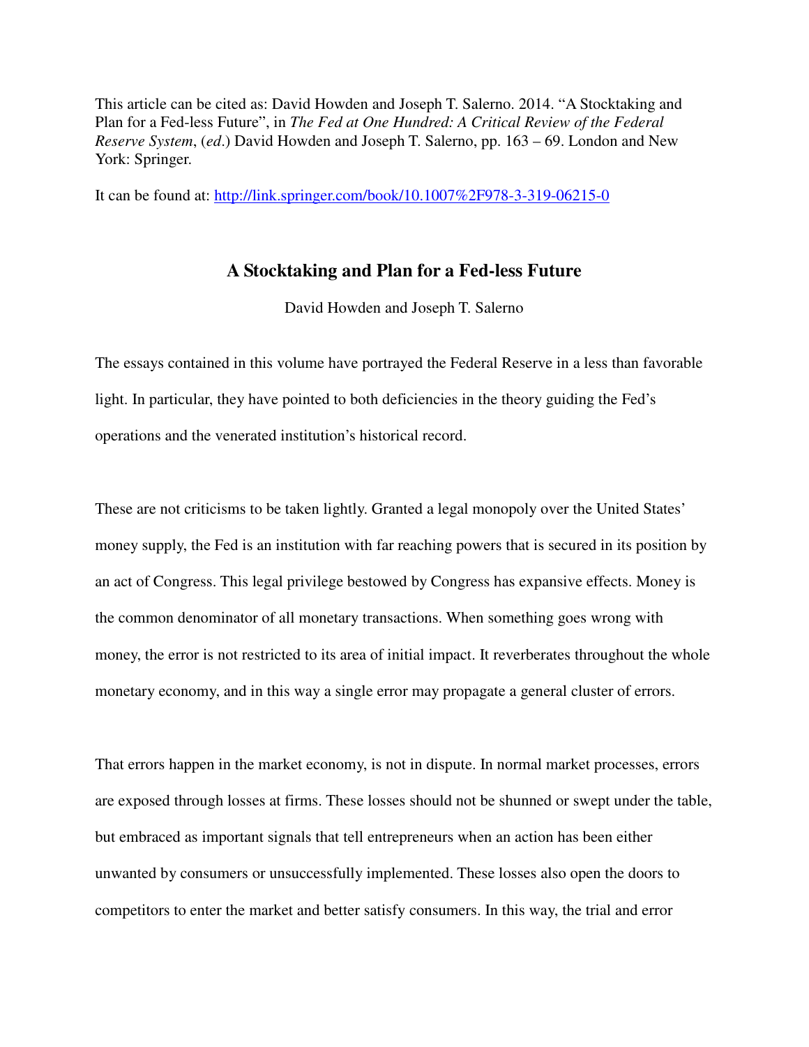This article can be cited as: David Howden and Joseph T. Salerno. 2014. "A Stocktaking and Plan for a Fed-less Future", in *The Fed at One Hundred: A Critical Review of the Federal Reserve System*, (*ed*.) David Howden and Joseph T. Salerno, pp. 163 – 69. London and New York: Springer.

It can be found at: http://link.springer.com/book/10.1007%2F978-3-319-06215-0

# A Stocktaking and Plan for a Fed-less Future

David Howden and Joseph T. Salerno

The essays contained in this volume have portrayed the Federal Reserve in a less than favorable light. In particular, they have pointed to both deficiencies in the theory guiding the Fed's operations and the venerated institution's historical record.

These are not criticisms to be taken lightly. Granted a legal monopoly over the United States' money supply, the Fed is an institution with far reaching powers that is secured in its position by an act of Congress. This legal privilege bestowed by Congress has expansive effects. Money is the common denominator of all monetary transactions. When something goes wrong with money, the error is not restricted to its area of initial impact. It reverberates throughout the whole monetary economy, and in this way a single error may propagate a general cluster of errors.

That errors happen in the market economy, is not in dispute. In normal market processes, errors are exposed through losses at firms. These losses should not be shunned or swept under the table, but embraced as important signals that tell entrepreneurs when an action has been either unwanted by consumers or unsuccessfully implemented. These losses also open the doors to competitors to enter the market and better satisfy consumers. In this way, the trial and error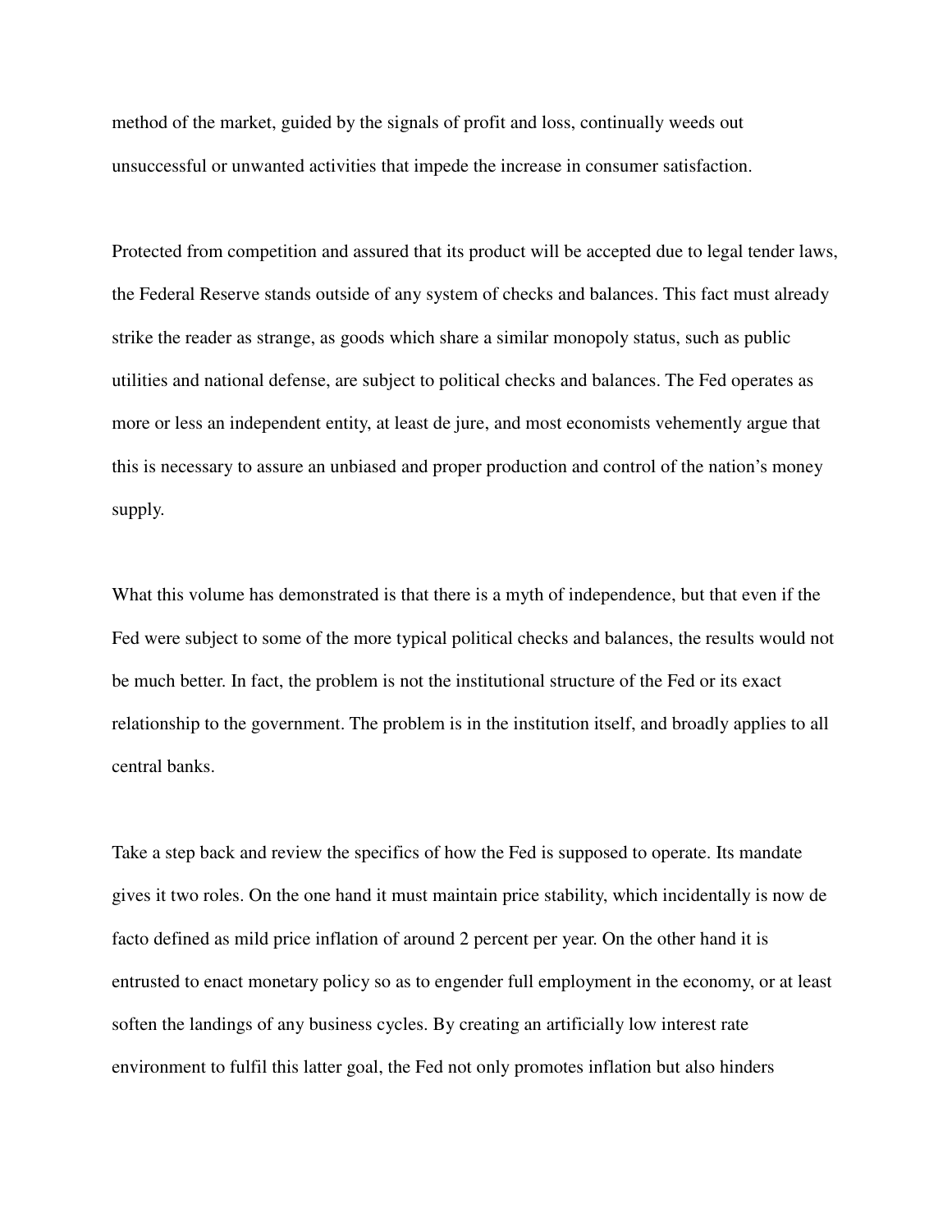method of the market, guided by the signals of profit and loss, continually weeds out unsuccessful or unwanted activities that impede the increase in consumer satisfaction.

Protected from competition and assured that its product will be accepted due to legal tender laws, the Federal Reserve stands outside of any system of checks and balances. This fact must already strike the reader as strange, as goods which share a similar monopoly status, such as public utilities and national defense, are subject to political checks and balances. The Fed operates as more or less an independent entity, at least de jure, and most economists vehemently argue that this is necessary to assure an unbiased and proper production and control of the nation's money supply.

What this volume has demonstrated is that there is a myth of independence, but that even if the Fed were subject to some of the more typical political checks and balances, the results would not be much better. In fact, the problem is not the institutional structure of the Fed or its exact relationship to the government. The problem is in the institution itself, and broadly applies to all central banks.

Take a step back and review the specifics of how the Fed is supposed to operate. Its mandate gives it two roles. On the one hand it must maintain price stability, which incidentally is now de facto defined as mild price inflation of around 2 percent per year. On the other hand it is entrusted to enact monetary policy so as to engender full employment in the economy, or at least soften the landings of any business cycles. By creating an artificially low interest rate environment to fulfil this latter goal, the Fed not only promotes inflation but also hinders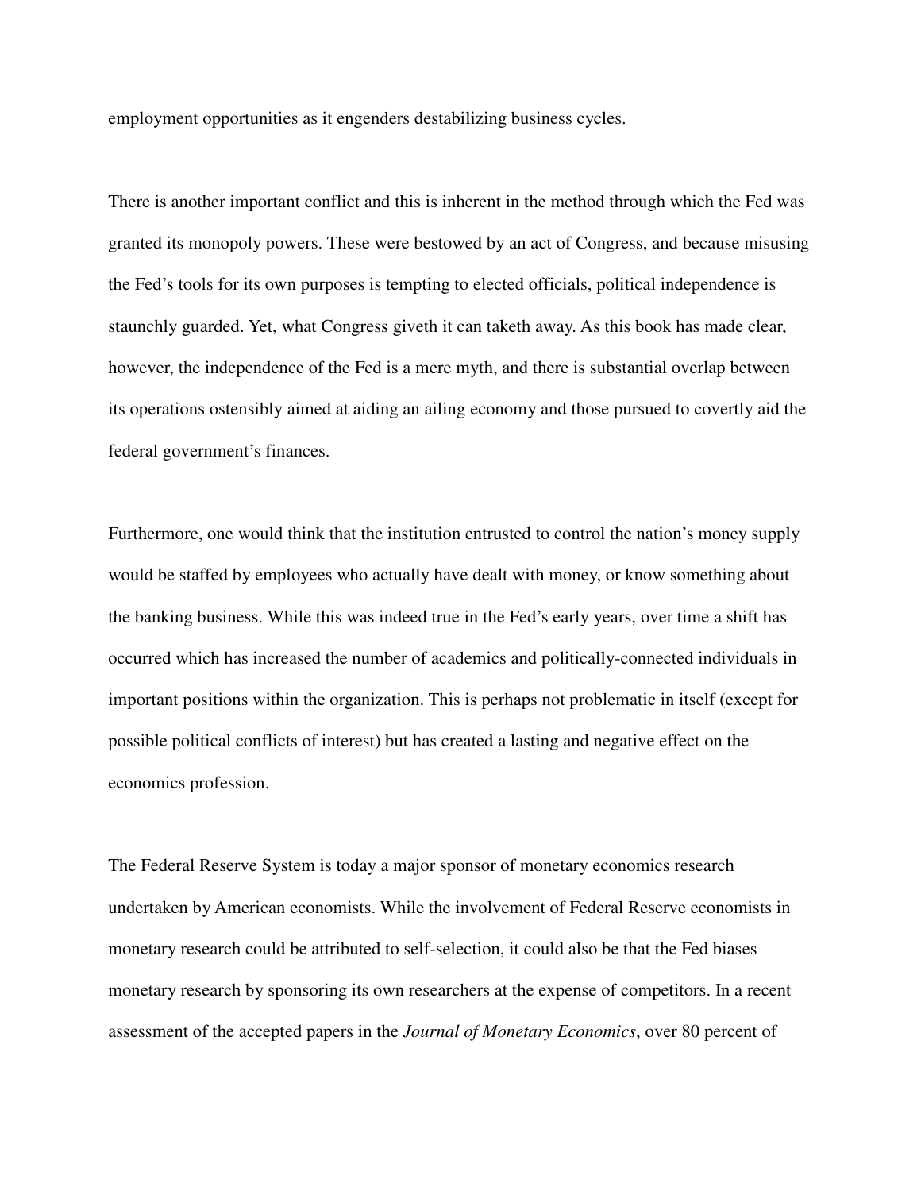employment opportunities as it engenders destabilizing business cycles.

There is another important conflict and this is inherent in the method through which the Fed was granted its monopoly powers. These were bestowed by an act of Congress, and because misusing the Fed's tools for its own purposes is tempting to elected officials, political independence is staunchly guarded. Yet, what Congress giveth it can taketh away. As this book has made clear, however, the independence of the Fed is a mere myth, and there is substantial overlap between its operations ostensibly aimed at aiding an ailing economy and those pursued to covertly aid the federal government's finances.

Furthermore, one would think that the institution entrusted to control the nation's money supply would be staffed by employees who actually have dealt with money, or know something about the banking business. While this was indeed true in the Fed's early years, over time a shift has occurred which has increased the number of academics and politically-connected individuals in important positions within the organization. This is perhaps not problematic in itself (except for possible political conflicts of interest) but has created a lasting and negative effect on the economics profession.

The Federal Reserve System is today a major sponsor of monetary economics research undertaken by American economists. While the involvement of Federal Reserve economists in monetary research could be attributed to self-selection, it could also be that the Fed biases monetary research by sponsoring its own researchers at the expense of competitors. In a recent assessment of the accepted papers in the *Journal of Monetary Economics*, over 80 percent of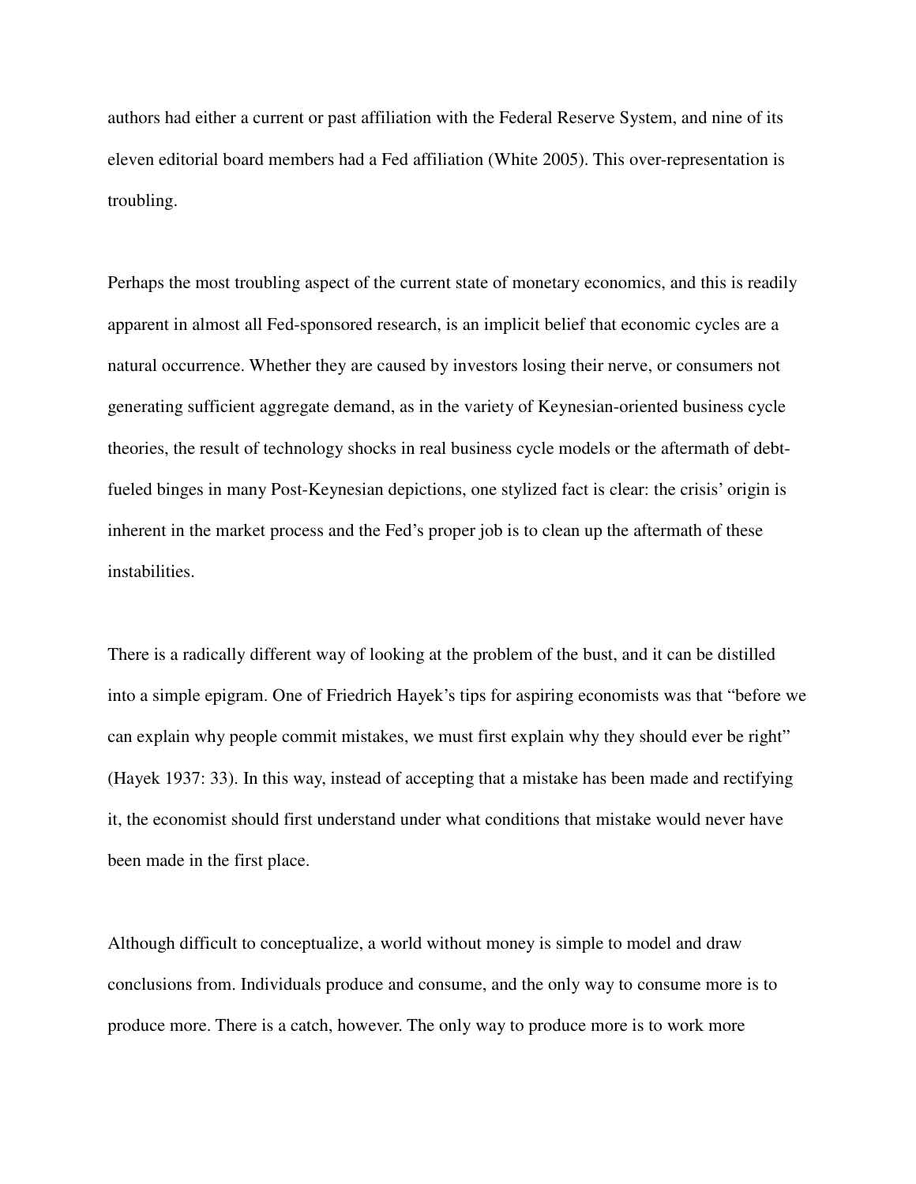authors had either a current or past affiliation with the Federal Reserve System, and nine of its eleven editorial board members had a Fed affiliation (White 2005). This over-representation is troubling.

Perhaps the most troubling aspect of the current state of monetary economics, and this is readily apparent in almost all Fed-sponsored research, is an implicit belief that economic cycles are a natural occurrence. Whether they are caused by investors losing their nerve, or consumers not generating sufficient aggregate demand, as in the variety of Keynesian-oriented business cycle theories, the result of technology shocks in real business cycle models or the aftermath of debt-fueled binges in many Post-Keynesian depictions, one stylized fact is clear: the crisis' origin is inherent in the market process and the Fed's proper job is to clean up the aftermath of these instabilities.

There is a radically different way of looking at the problem of the bust, and it can be distilled into a simple epigram. One of Friedrich Hayek's tips for aspiring economists was that "before we can explain why people commit mistakes, we must first explain why they should ever be right" (Hayek 1937: 33). In this way, instead of accepting that a mistake has been made and rectifying it, the economist should first understand under what conditions that mistake would never have been made in the first place.

Although difficult to conceptualize, a world without money is simple to model and draw conclusions from. Individuals produce and consume, and the only way to consume more is to produce more. There is a catch, however. The only way to produce more is to work more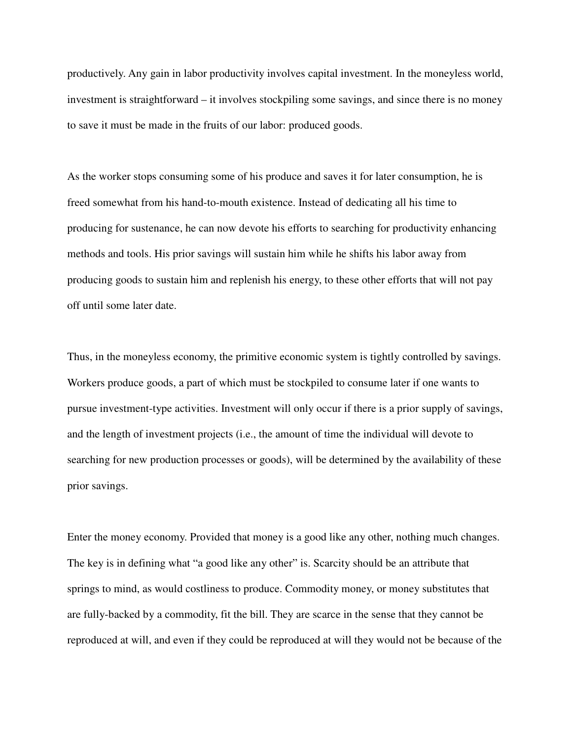productively. Any gain in labor productivity involves capital investment. In the moneyless world, investment is straightforward – it involves stockpiling some savings, and since there is no money to save it must be made in the fruits of our labor: produced goods.

As the worker stops consuming some of his produce and saves it for later consumption, he is freed somewhat from his hand-to-mouth existence. Instead of dedicating all his time to producing for sustenance, he can now devote his efforts to searching for productivity enhancing methods and tools. His prior savings will sustain him while he shifts his labor away from producing goods to sustain him and replenish his energy, to these other efforts that will not pay off until some later date.

Thus, in the moneyless economy, the primitive economic system is tightly controlled by savings. Workers produce goods, a part of which must be stockpiled to consume later if one wants to pursue investment-type activities. Investment will only occur if there is a prior supply of savings, and the length of investment projects (i.e., the amount of time the individual will devote to searching for new production processes or goods), will be determined by the availability of these prior savings.

Enter the money economy. Provided that money is a good like any other, nothing much changes. The key is in defining what "a good like any other" is. Scarcity should be an attribute that springs to mind, as would costliness to produce. Commodity money, or money substitutes that are fully-backed by a commodity, fit the bill. They are scarce in the sense that they cannot be reproduced at will, and even if they could be reproduced at will they would not be because of the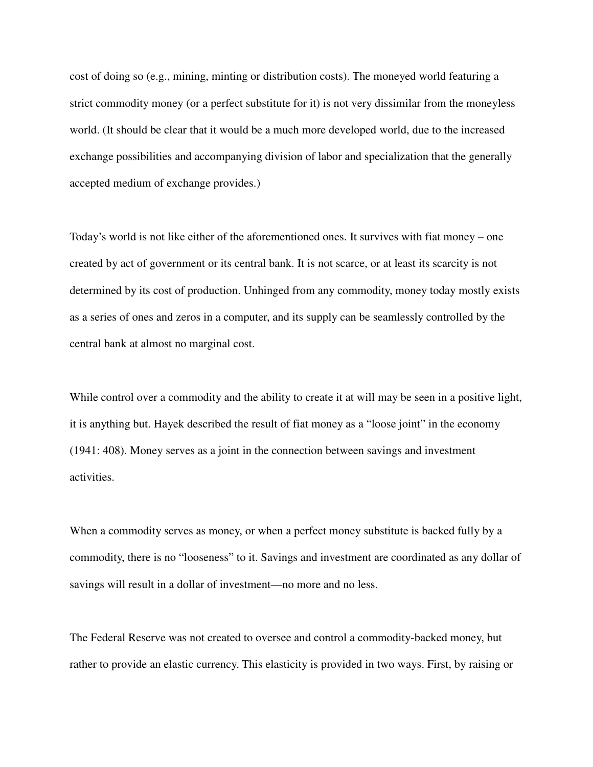cost of doing so (e.g., mining, minting or distribution costs). The moneyed world featuring a strict commodity money (or a perfect substitute for it) is not very dissimilar from the moneyless world. (It should be clear that it would be a much more developed world, due to the increased exchange possibilities and accompanying division of labor and specialization that the generally accepted medium of exchange provides.)

Today's world is not like either of the aforementioned ones. It survives with fiat money – one created by act of government or its central bank. It is not scarce, or at least its scarcity is not determined by its cost of production. Unhinged from any commodity, money today mostly exists as a series of ones and zeros in a computer, and its supply can be seamlessly controlled by the central bank at almost no marginal cost.

While control over a commodity and the ability to create it at will may be seen in a positive light, it is anything but. Hayek described the result of fiat money as a "loose joint" in the economy (1941: 408). Money serves as a joint in the connection between savings and investment activities.

When a commodity serves as money, or when a perfect money substitute is backed fully by a commodity, there is no "looseness" to it. Savings and investment are coordinated as any dollar of savings will result in a dollar of investment—no more and no less.

The Federal Reserve was not created to oversee and control a commodity-backed money, but rather to provide an elastic currency. This elasticity is provided in two ways. First, by raising or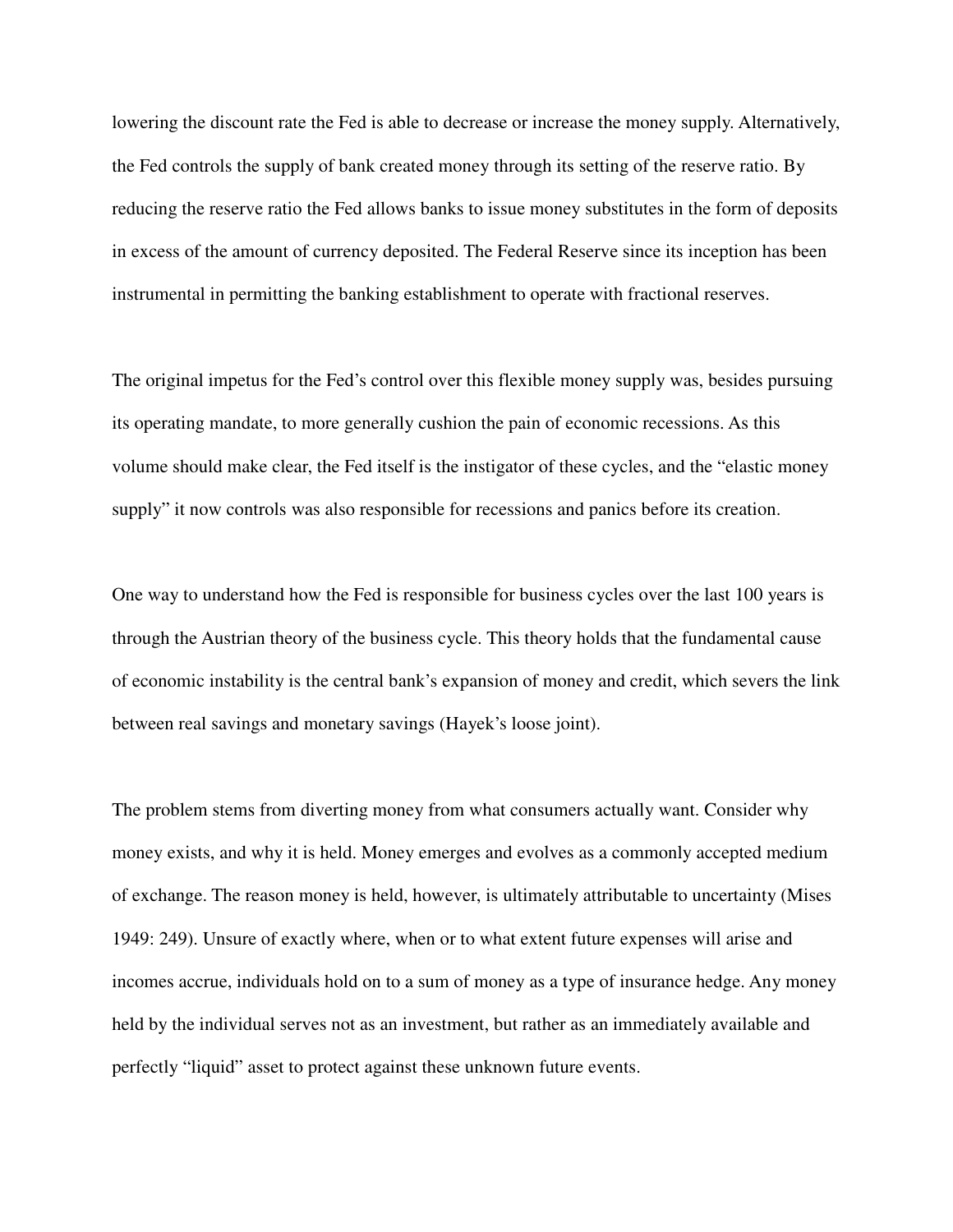lowering the discount rate the Fed is able to decrease or increase the money supply. Alternatively, the Fed controls the supply of bank created money through its setting of the reserve ratio. By reducing the reserve ratio the Fed allows banks to issue money substitutes in the form of deposits in excess of the amount of currency deposited. The Federal Reserve since its inception has been instrumental in permitting the banking establishment to operate with fractional reserves.

The original impetus for the Fed's control over this flexible money supply was, besides pursuing its operating mandate, to more generally cushion the pain of economic recessions. As this volume should make clear, the Fed itself is the instigator of these cycles, and the "elastic money supply" it now controls was also responsible for recessions and panics before its creation.

One way to understand how the Fed is responsible for business cycles over the last 100 years is through the Austrian theory of the business cycle. This theory holds that the fundamental cause of economic instability is the central bank's expansion of money and credit, which severs the link between real savings and monetary savings (Hayek's loose joint).

The problem stems from diverting money from what consumers actually want. Consider why money exists, and why it is held. Money emerges and evolves as a commonly accepted medium of exchange. The reason money is held, however, is ultimately attributable to uncertainty (Mises 1949: 249). Unsure of exactly where, when or to what extent future expenses will arise and incomes accrue, individuals hold on to a sum of money as a type of insurance hedge. Any money held by the individual serves not as an investment, but rather as an immediately available and perfectly "liquid" asset to protect against these unknown future events.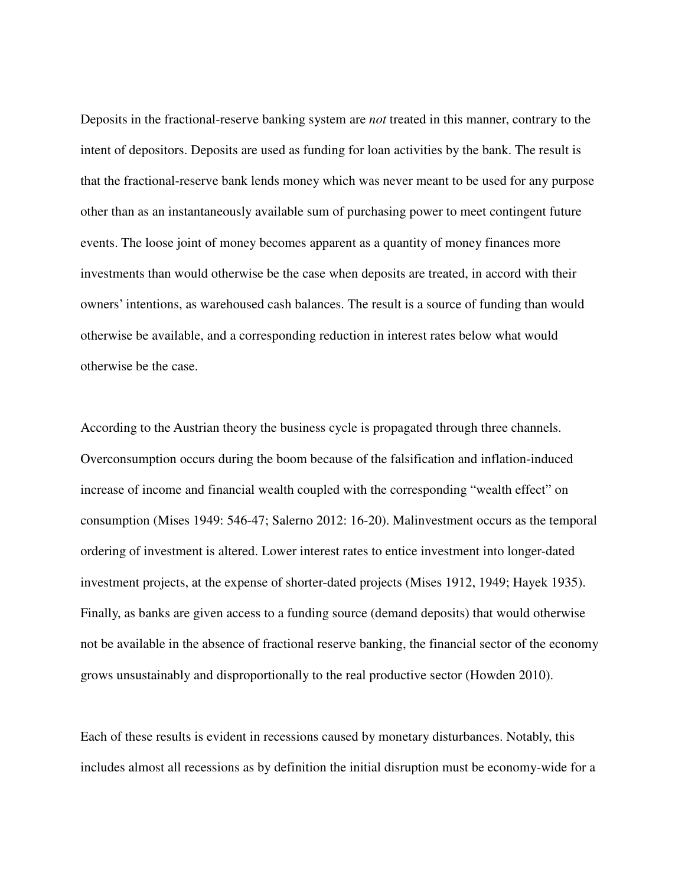Deposits in the fractional-reserve banking system are *not* treated in this manner, contrary to the intent of depositors. Deposits are used as funding for loan activities by the bank. The result is that the fractional-reserve bank lends money which was never meant to be used for any purpose other than as an instantaneously available sum of purchasing power to meet contingent future events. The loose joint of money becomes apparent as a quantity of money finances more investments than would otherwise be the case when deposits are treated, in accord with their owners' intentions, as warehoused cash balances. The result is a source of funding than would otherwise be available, and a corresponding reduction in interest rates below what would otherwise be the case.

According to the Austrian theory the business cycle is propagated through three channels. Overconsumption occurs during the boom because of the falsification and inflation-induced increase of income and financial wealth coupled with the corresponding "wealth effect" on consumption (Mises 1949: 546-47; Salerno 2012: 16-20). Malinvestment occurs as the temporal ordering of investment is altered. Lower interest rates to entice investment into longer-dated investment projects, at the expense of shorter-dated projects (Mises 1912, 1949; Hayek 1935). Finally, as banks are given access to a funding source (demand deposits) that would otherwise not be available in the absence of fractional reserve banking, the financial sector of the economy grows unsustainably and disproportionally to the real productive sector (Howden 2010).

Each of these results is evident in recessions caused by monetary disturbances. Notably, this includes almost all recessions as by definition the initial disruption must be economy-wide for a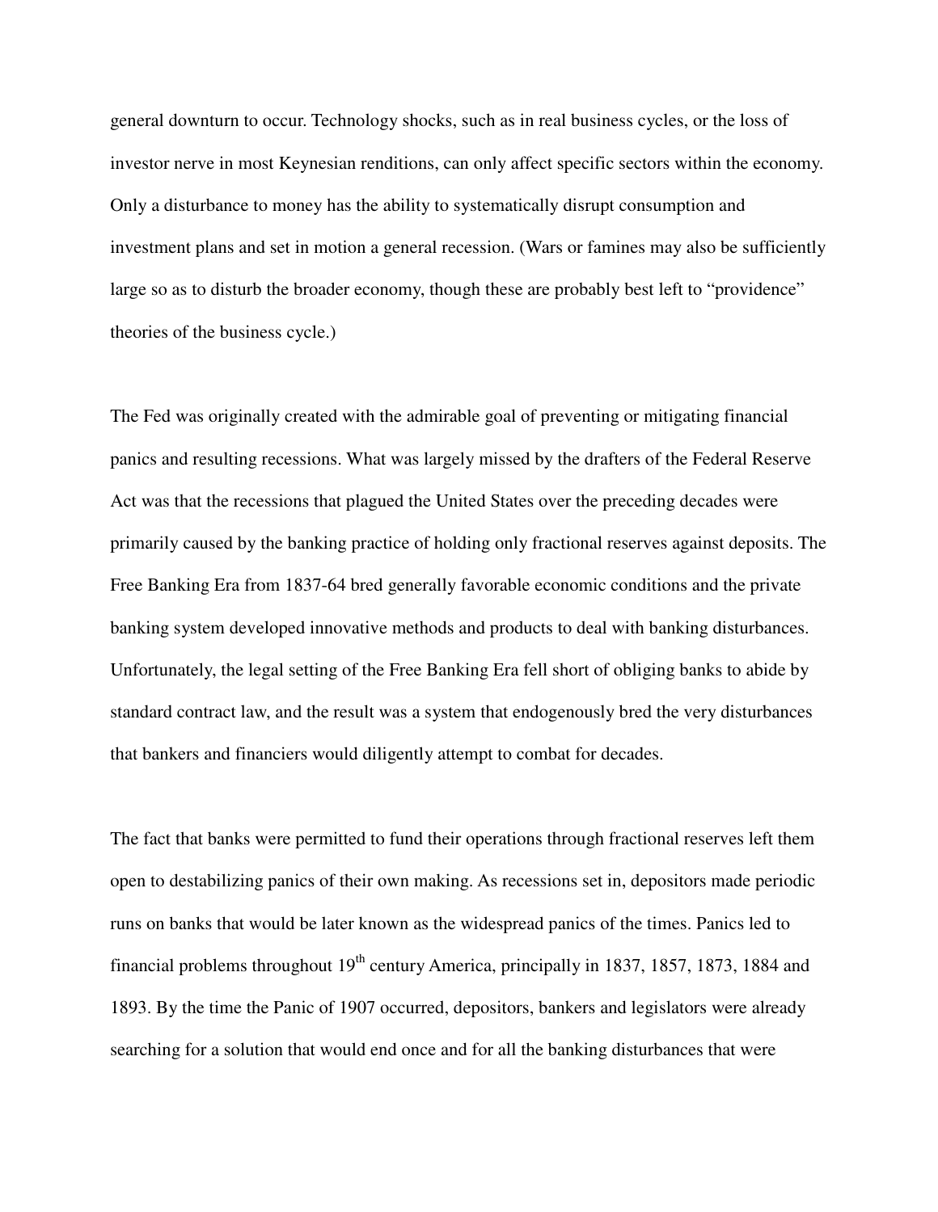general downturn to occur. Technology shocks, such as in real business cycles, or the loss of investor nerve in most Keynesian renditions, can only affect specific sectors within the economy. Only a disturbance to money has the ability to systematically disrupt consumption and investment plans and set in motion a general recession. (Wars or famines may also be sufficiently large so as to disturb the broader economy, though these are probably best left to "providence" theories of the business cycle.)

The Fed was originally created with the admirable goal of preventing or mitigating financial panics and resulting recessions. What was largely missed by the drafters of the Federal Reserve Act was that the recessions that plagued the United States over the preceding decades were primarily caused by the banking practice of holding only fractional reserves against deposits. The Free Banking Era from 1837-64 bred generally favorable economic conditions and the private banking system developed innovative methods and products to deal with banking disturbances. Unfortunately, the legal setting of the Free Banking Era fell short of obliging banks to abide by standard contract law, and the result was a system that endogenously bred the very disturbances that bankers and financiers would diligently attempt to combat for decades.

The fact that banks were permitted to fund their operations through fractional reserves left them open to destabilizing panics of their own making. As recessions set in, depositors made periodic runs on banks that would be later known as the widespread panics of the times. Panics led to financial problems throughout 19th century America, principally in 1837, 1857, 1873, 1884 and 1893. By the time the Panic of 1907 occurred, depositors, bankers and legislators were already searching for a solution that would end once and for all the banking disturbances that were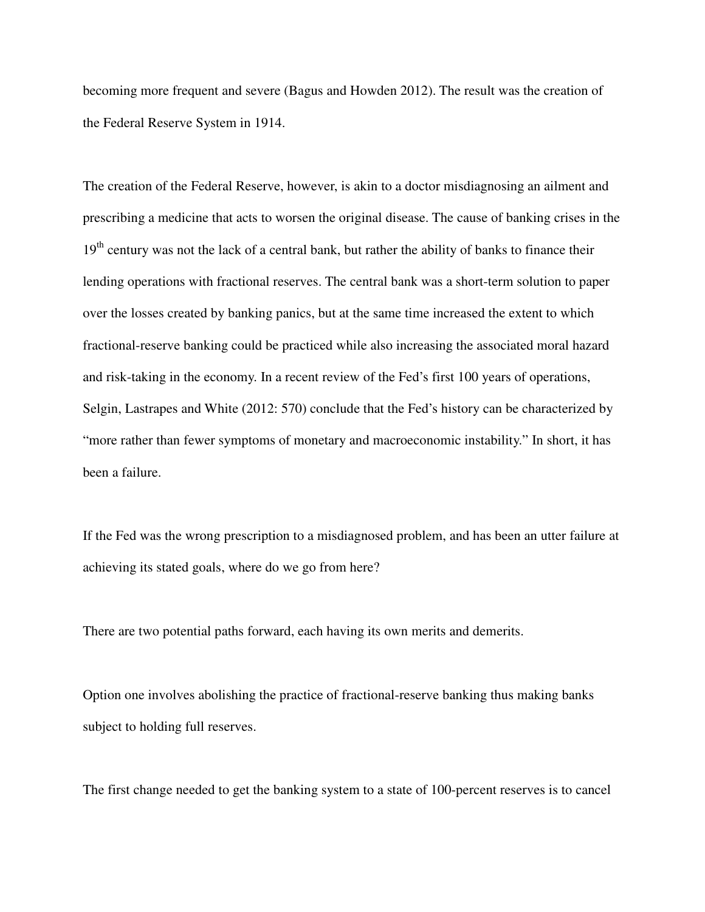becoming more frequent and severe (Bagus and Howden 2012). The result was the creation of the Federal Reserve System in 1914.

The creation of the Federal Reserve, however, is akin to a doctor misdiagnosing an ailment and prescribing a medicine that acts to worsen the original disease. The cause of banking crises in the 19th century was not the lack of a central bank, but rather the ability of banks to finance their lending operations with fractional reserves. The central bank was a short-term solution to paper over the losses created by banking panics, but at the same time increased the extent to which fractional-reserve banking could be practiced while also increasing the associated moral hazard and risk-taking in the economy. In a recent review of the Fed's first 100 years of operations, Selgin, Lastrapes and White (2012: 570) conclude that the Fed's history can be characterized by "more rather than fewer symptoms of monetary and macroeconomic instability." In short, it has been a failure.

If the Fed was the wrong prescription to a misdiagnosed problem, and has been an utter failure at achieving its stated goals, where do we go from here?

There are two potential paths forward, each having its own merits and demerits.

Option one involves abolishing the practice of fractional-reserve banking thus making banks subject to holding full reserves.

The first change needed to get the banking system to a state of 100-percent reserves is to cancel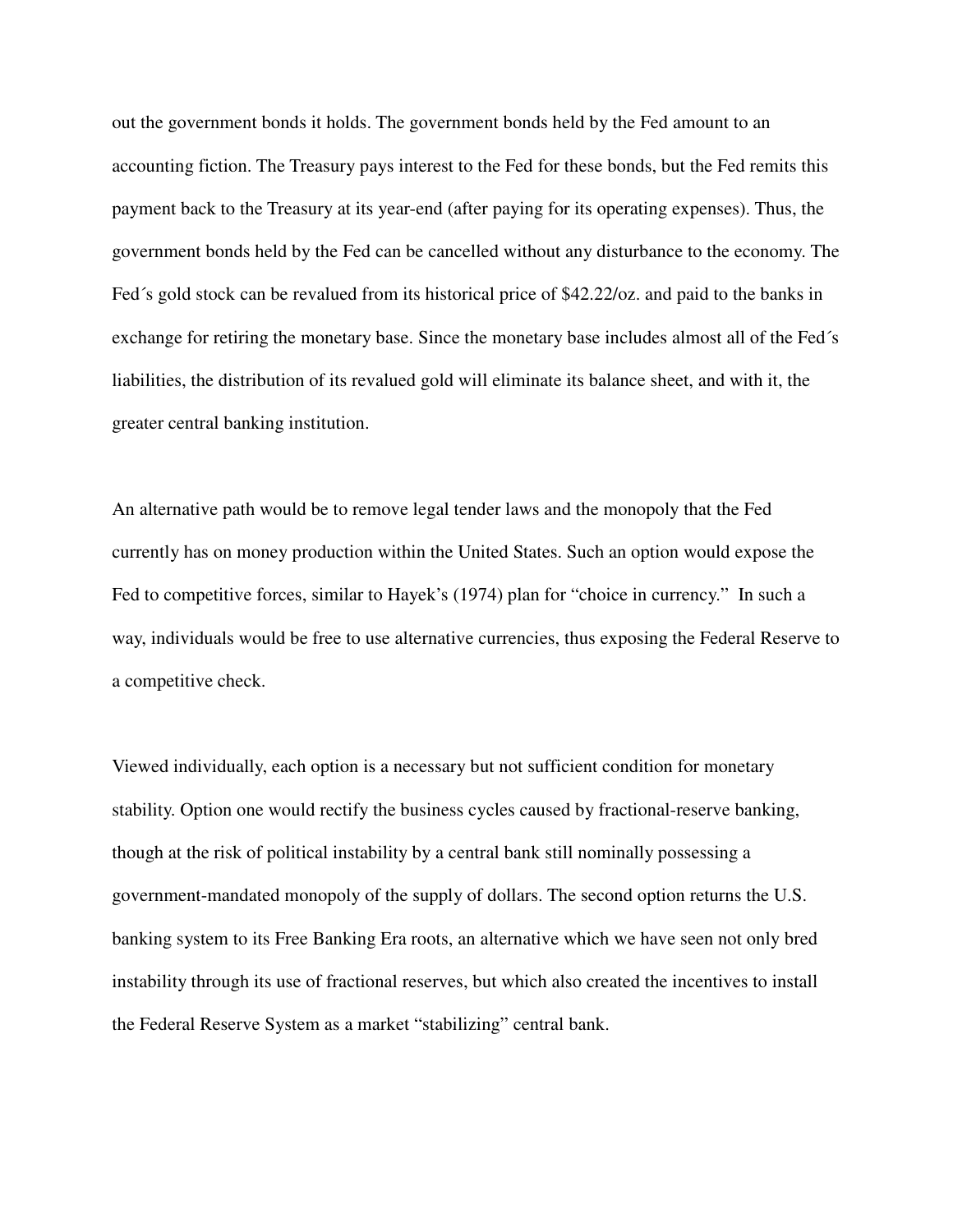out the government bonds it holds. The government bonds held by the Fed amount to an accounting fiction. The Treasury pays interest to the Fed for these bonds, but the Fed remits this payment back to the Treasury at its year-end (after paying for its operating expenses). Thus, the government bonds held by the Fed can be cancelled without any disturbance to the economy. The Fed´s gold stock can be revalued from its historical price of $42.22/oz. and paid to the banks in exchange for retiring the monetary base. Since the monetary base includes almost all of the Fed´s liabilities, the distribution of its revalued gold will eliminate its balance sheet, and with it, the greater central banking institution.

An alternative path would be to remove legal tender laws and the monopoly that the Fed currently has on money production within the United States. Such an option would expose the Fed to competitive forces, similar to Hayek's (1974) plan for "choice in currency." In such a way, individuals would be free to use alternative currencies, thus exposing the Federal Reserve to a competitive check.

Viewed individually, each option is a necessary but not sufficient condition for monetary stability. Option one would rectify the business cycles caused by fractional-reserve banking, though at the risk of political instability by a central bank still nominally possessing a government-mandated monopoly of the supply of dollars. The second option returns the U.S. banking system to its Free Banking Era roots, an alternative which we have seen not only bred instability through its use of fractional reserves, but which also created the incentives to install the Federal Reserve System as a market "stabilizing" central bank.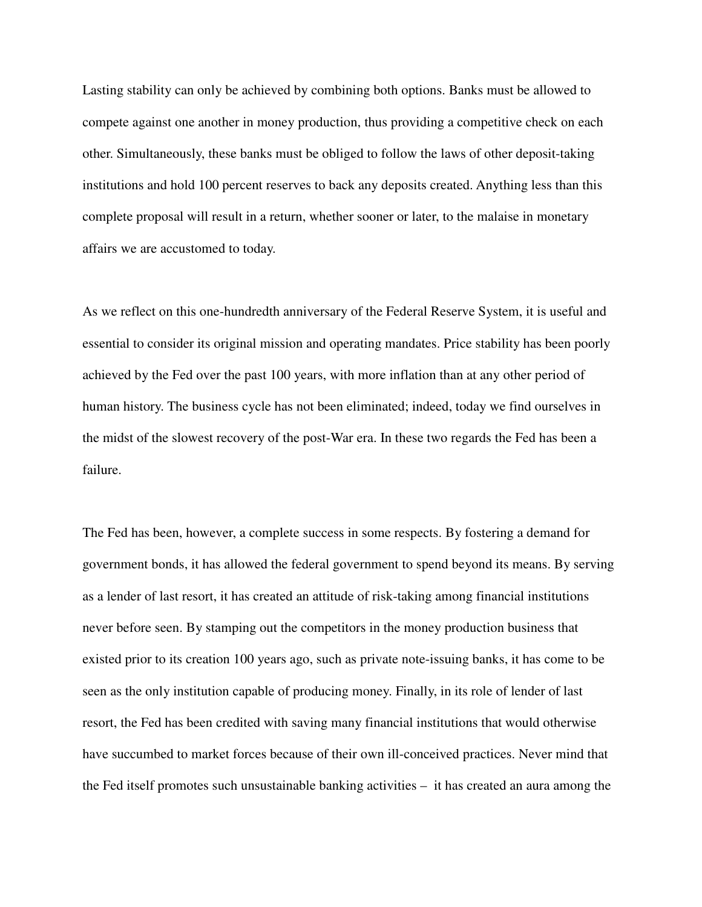Lasting stability can only be achieved by combining both options. Banks must be allowed to compete against one another in money production, thus providing a competitive check on each other. Simultaneously, these banks must be obliged to follow the laws of other deposit-taking institutions and hold 100 percent reserves to back any deposits created. Anything less than this complete proposal will result in a return, whether sooner or later, to the malaise in monetary affairs we are accustomed to today.

As we reflect on this one-hundredth anniversary of the Federal Reserve System, it is useful and essential to consider its original mission and operating mandates. Price stability has been poorly achieved by the Fed over the past 100 years, with more inflation than at any other period of human history. The business cycle has not been eliminated; indeed, today we find ourselves in the midst of the slowest recovery of the post-War era. In these two regards the Fed has been a failure.

The Fed has been, however, a complete success in some respects. By fostering a demand for government bonds, it has allowed the federal government to spend beyond its means. By serving as a lender of last resort, it has created an attitude of risk-taking among financial institutions never before seen. By stamping out the competitors in the money production business that existed prior to its creation 100 years ago, such as private note-issuing banks, it has come to be seen as the only institution capable of producing money. Finally, in its role of lender of last resort, the Fed has been credited with saving many financial institutions that would otherwise have succumbed to market forces because of their own ill-conceived practices. Never mind that the Fed itself promotes such unsustainable banking activities – it has created an aura among the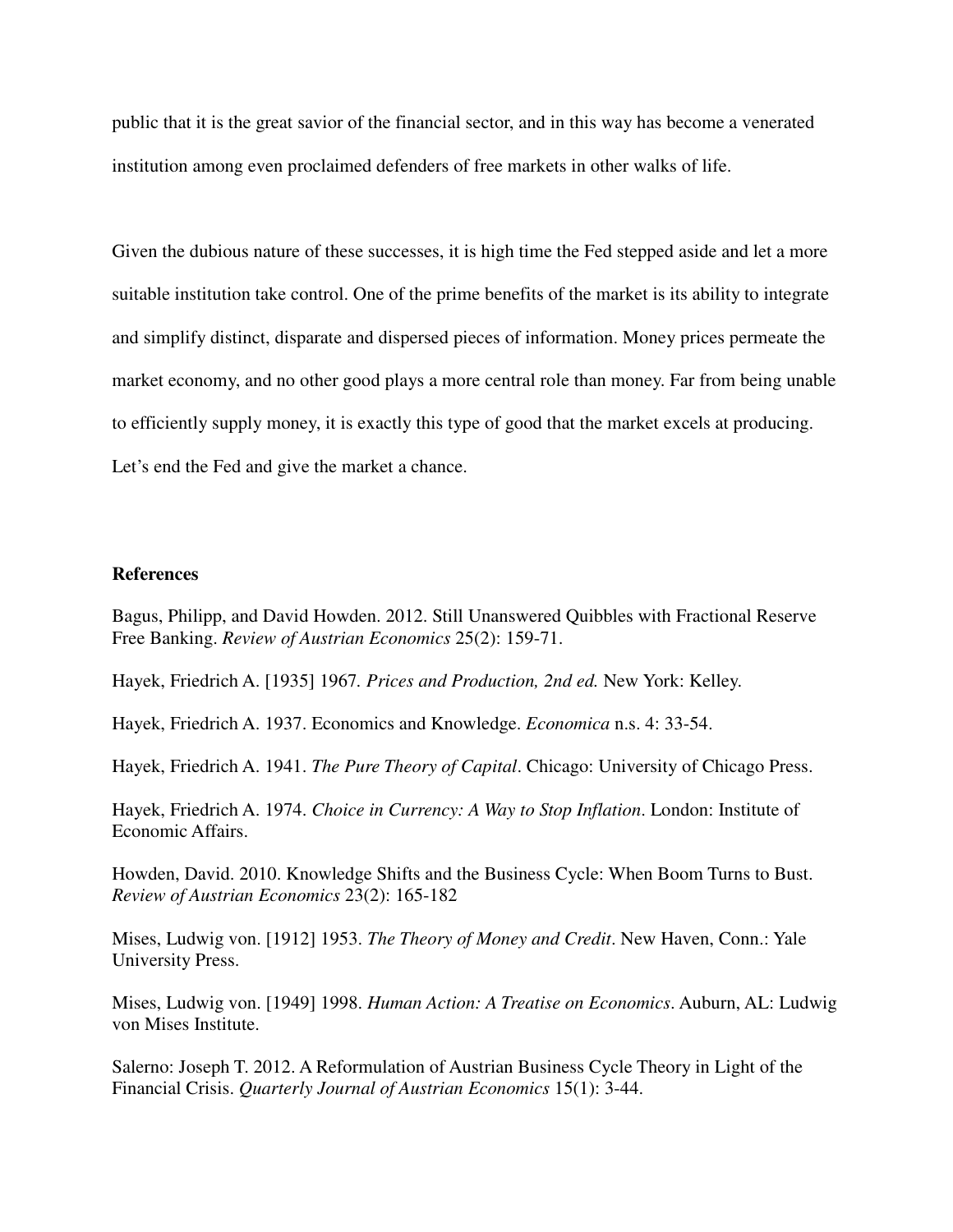public that it is the great savior of the financial sector, and in this way has become a venerated institution among even proclaimed defenders of free markets in other walks of life.

Given the dubious nature of these successes, it is high time the Fed stepped aside and let a more suitable institution take control. One of the prime benefits of the market is its ability to integrate and simplify distinct, disparate and dispersed pieces of information. Money prices permeate the market economy, and no other good plays a more central role than money. Far from being unable to efficiently supply money, it is exactly this type of good that the market excels at producing. Let's end the Fed and give the market a chance.

**References**

Bagus, Philipp, and David Howden. 2012. Still Unanswered Quibbles with Fractional Reserve Free Banking. *Review of Austrian Economics* 25(2): 159-71.

Hayek, Friedrich A. [1935] 1967. *Prices and Production, 2nd ed.* New York: Kelley.

Hayek, Friedrich A. 1937. Economics and Knowledge. *Economica* n.s. 4: 33-54.

Hayek, Friedrich A. 1941. *The Pure Theory of Capital*. Chicago: University of Chicago Press.

Hayek, Friedrich A. 1974. *Choice in Currency: A Way to Stop Inflation*. London: Institute of Economic Affairs.

Howden, David. 2010. Knowledge Shifts and the Business Cycle: When Boom Turns to Bust. *Review of Austrian Economics* 23(2): 165-182

Mises, Ludwig von. [1912] 1953. *The Theory of Money and Credit*. New Haven, Conn.: Yale University Press.

Mises, Ludwig von. [1949] 1998. *Human Action: A Treatise on Economics*. Auburn, AL: Ludwig von Mises Institute.

Salerno: Joseph T. 2012. A Reformulation of Austrian Business Cycle Theory in Light of the Financial Crisis. *Quarterly Journal of Austrian Economics* 15(1): 3-44.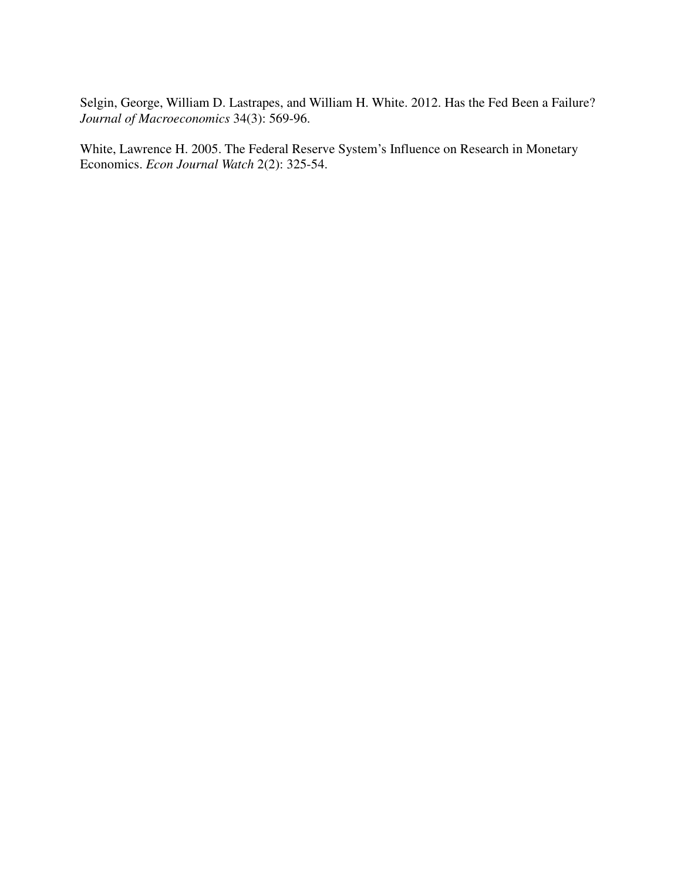Selgin, George, William D. Lastrapes, and William H. White. 2012. Has the Fed Been a Failure? *Journal of Macroeconomics* 34(3): 569-96.

White, Lawrence H. 2005. The Federal Reserve System's Influence on Research in Monetary Economics. *Econ Journal Watch* 2(2): 325-54.